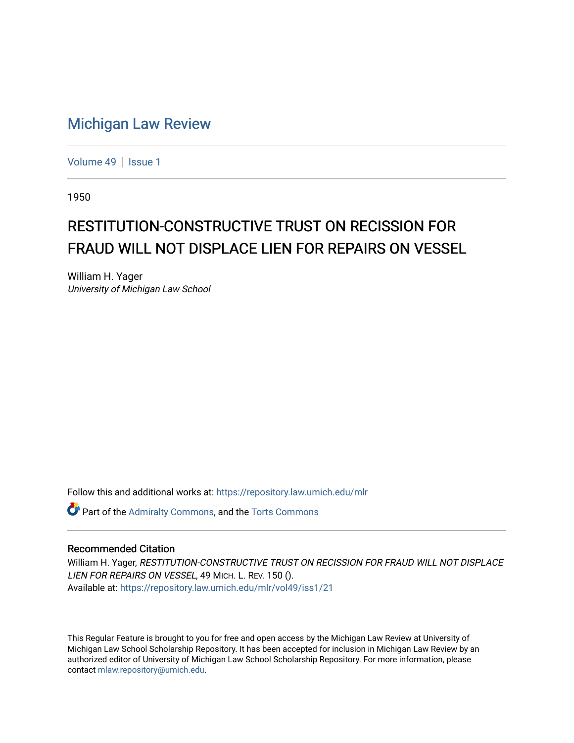# Michigan Law Review

Volume 49 | Issue 1

1950

## RESTITUTION-CONSTRUCTIVE TRUST ON RECISSION FOR FRAUD WILL NOT DISPLACE LIEN FOR REPAIRS ON VESSEL

William H. Yager
*University of Michigan Law School*

Follow this and additional works at: https://repository.law.umich.edu/mlr

Part of the Admiralty Commons, and the Torts Commons

### Recommended Citation

William H. Yager, *RESTITUTION-CONSTRUCTIVE TRUST ON RECISSION FOR FRAUD WILL NOT DISPLACE LIEN FOR REPAIRS ON VESSEL*, 49 MICH. L. REV. 150 ().
Available at: https://repository.law.umich.edu/mlr/vol49/iss1/21

This Regular Feature is brought to you for free and open access by the Michigan Law Review at University of Michigan Law School Scholarship Repository. It has been accepted for inclusion in Michigan Law Review by an authorized editor of University of Michigan Law School Scholarship Repository. For more information, please contact mlaw.repository@umich.edu.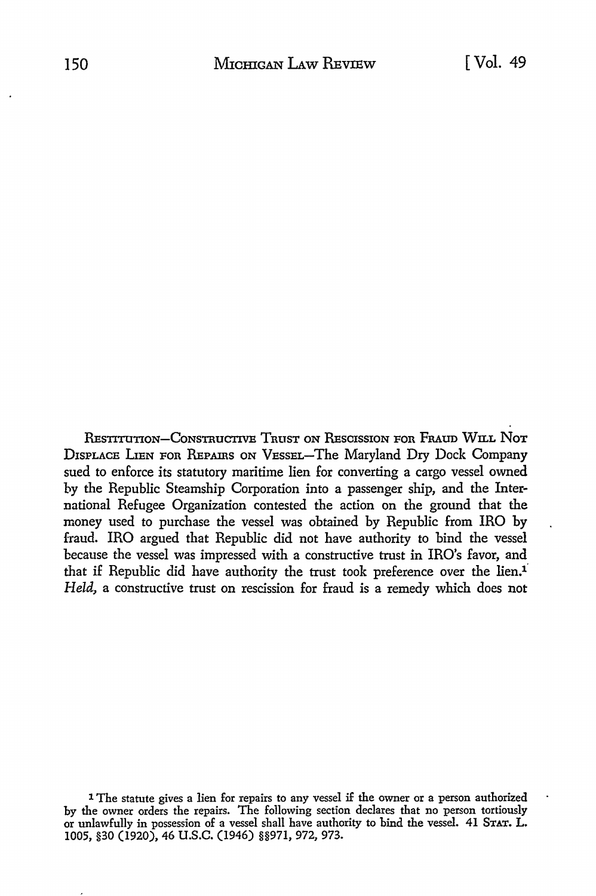RESTITUTION—CONSTRUCTIVE TRUST ON RESCISSION FOR FRAUD WILL NOT DISPLACE LIEN FOR REPAIRS ON VESSEL—The Maryland Dry Dock Company sued to enforce its statutory maritime lien for converting a cargo vessel owned by the Republic Steamship Corporation into a passenger ship, and the International Refugee Organization contested the action on the ground that the money used to purchase the vessel was obtained by Republic from IRO by fraud. IRO argued that Republic did not have authority to bind the vessel because the vessel was impressed with a constructive trust in IRO's favor, and that if Republic did have authority the trust took preference over the lien.[1] *Held,* a constructive trust on rescission for fraud is a remedy which does not

[1] The statute gives a lien for repairs to any vessel if the owner or a person authorized by the owner orders the repairs. The following section declares that no person tortiously or unlawfully in possession of a vessel shall have authority to bind the vessel. 41 STAT. L. 1005, §30 (1920), 46 U.S.C. (1946) §§971, 972, 973.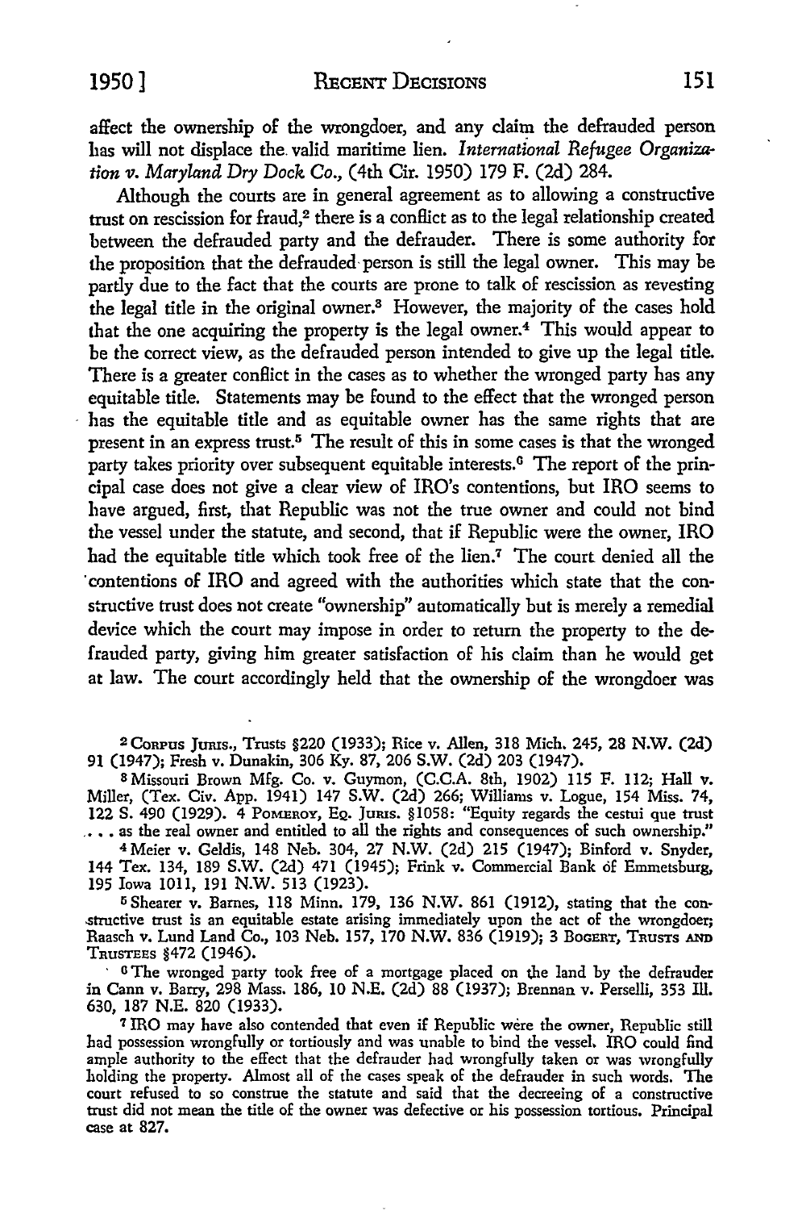affect the ownership of the wrongdoer, and any claim the defrauded person has will not displace the valid maritime lien. *International Refugee Organization v. Maryland Dry Dock Co.*, (4th Cir. 1950) 179 F. (2d) 284.

Although the courts are in general agreement as to allowing a constructive trust on rescission for fraud,[2] there is a conflict as to the legal relationship created between the defrauded party and the defrauder. There is some authority for the proposition that the defrauded person is still the legal owner. This may be partly due to the fact that the courts are prone to talk of rescission as revesting the legal title in the original owner.[3] However, the majority of the cases hold that the one acquiring the property is the legal owner.[4] This would appear to be the correct view, as the defrauded person intended to give up the legal title. There is a greater conflict in the cases as to whether the wronged party has any equitable title. Statements may be found to the effect that the wronged person has the equitable title and as equitable owner has the same rights that are present in an express trust.[5] The result of this in some cases is that the wronged party takes priority over subsequent equitable interests.[6] The report of the principal case does not give a clear view of IRO's contentions, but IRO seems to have argued, first, that Republic was not the true owner and could not bind the vessel under the statute, and second, that if Republic were the owner, IRO had the equitable title which took free of the lien.[7] The court denied all the contentions of IRO and agreed with the authorities which state that the constructive trust does not create "ownership" automatically but is merely a remedial device which the court may impose in order to return the property to the defrauded party, giving him greater satisfaction of his claim than he would get at law. The court accordingly held that the ownership of the wrongdoer was

---

[2] Corpus Juris., Trusts §220 (1933); Rice v. Allen, 318 Mich. 245, 28 N.W. (2d) 91 (1947); Fresh v. Dunakin, 306 Ky. 87, 206 S.W. (2d) 203 (1947).

[3] Missouri Brown Mfg. Co. v. Guymon, (C.C.A. 8th, 1902) 115 F. 112; Hall v. Miller, (Tex. Civ. App. 1941) 147 S.W. (2d) 266; Williams v. Logue, 154 Miss. 74, 122 S. 490 (1929). 4 Pomeroy, Eq. Juris. §1058: "Equity regards the cestui que trust . . . as the real owner and entitled to all the rights and consequences of such ownership."

[4] Meier v. Geldis, 148 Neb. 304, 27 N.W. (2d) 215 (1947); Binford v. Snyder, 144 Tex. 134, 189 S.W. (2d) 471 (1945); Frink v. Commercial Bank of Emmetsburg, 195 Iowa 1011, 191 N.W. 513 (1923).

[5] Shearer v. Barnes, 118 Minn. 179, 136 N.W. 861 (1912), stating that the constructive trust is an equitable estate arising immediately upon the act of the wrongdoer; Raasch v. Lund Land Co., 103 Neb. 157, 170 N.W. 836 (1919); 3 Bogert, Trusts and Trustees §472 (1946).

[6] The wronged party took free of a mortgage placed on the land by the defrauder in Cann v. Barry, 298 Mass. 186, 10 N.E. (2d) 88 (1937); Brennan v. Perselli, 353 Ill. 630, 187 N.E. 820 (1933).

[7] IRO may have also contended that even if Republic were the owner, Republic still had possession wrongfully or tortiously and was unable to bind the vessel. IRO could find ample authority to the effect that the defrauder had wrongfully taken or was wrongfully holding the property. Almost all of the cases speak of the defrauder in such words. The court refused to so construe the statute and said that the decreeing of a constructive trust did not mean the title of the owner was defective or his possession tortious. Principal case at 827.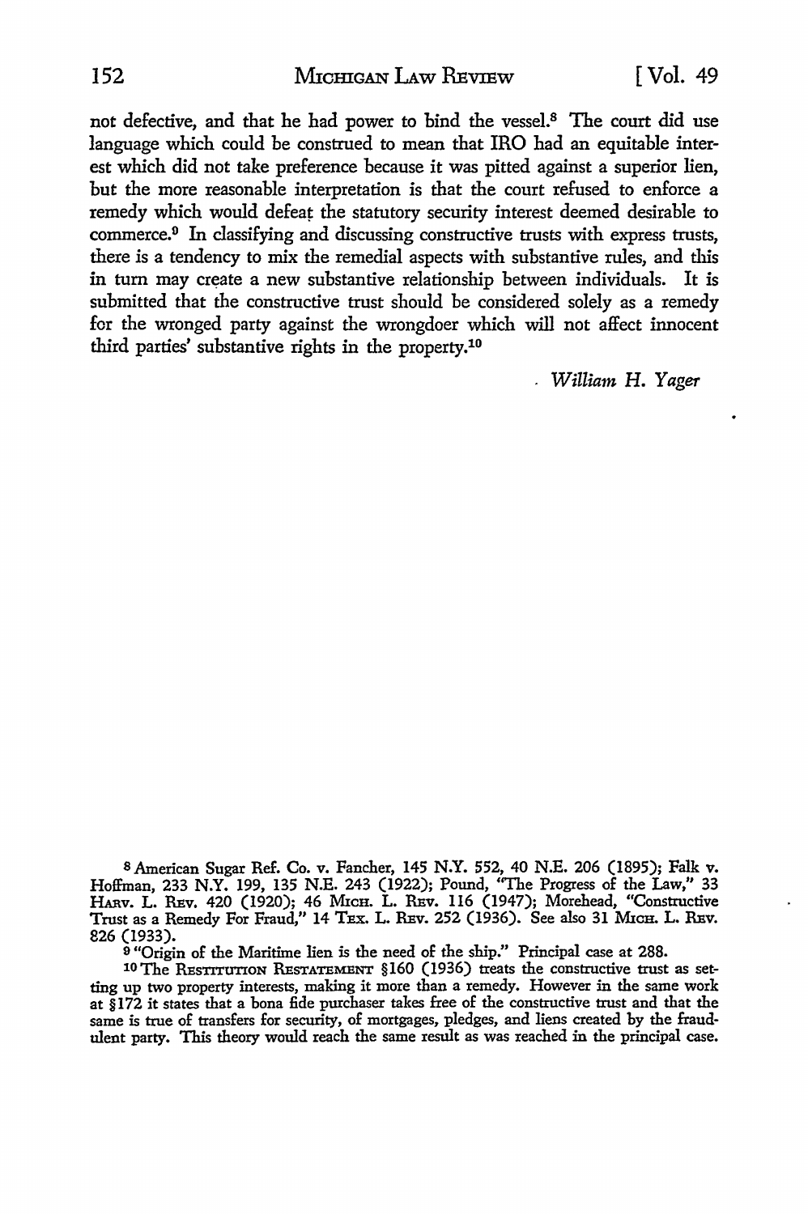not defective, and that he had power to bind the vessel.[8] The court did use language which could be construed to mean that IRO had an equitable interest which did not take preference because it was pitted against a superior lien, but the more reasonable interpretation is that the court refused to enforce a remedy which would defeat the statutory security interest deemed desirable to commerce.[9] In classifying and discussing constructive trusts with express trusts, there is a tendency to mix the remedial aspects with substantive rules, and this in turn may create a new substantive relationship between individuals. It is submitted that the constructive trust should be considered solely as a remedy for the wronged party against the wrongdoer which will not affect innocent third parties' substantive rights in the property.[10]

*William H. Yager*

---

[8] American Sugar Ref. Co. v. Fancher, 145 N.Y. 552, 40 N.E. 206 (1895); Falk v. Hoffman, 233 N.Y. 199, 135 N.E. 243 (1922); Pound, "The Progress of the Law," 33 HARV. L. REV. 420 (1920); 46 MICH. L. REV. 116 (1947); Morehead, "Constructive Trust as a Remedy For Fraud," 14 TEX. L. REV. 252 (1936). See also 31 MICH. L. REV. 826 (1933).

[9] "Origin of the Maritime lien is the need of the ship." Principal case at 288.

[10] The RESTITUTION RESTATEMENT §160 (1936) treats the constructive trust as setting up two property interests, making it more than a remedy. However in the same work at §172 it states that a bona fide purchaser takes free of the constructive trust and that the same is true of transfers for security, of mortgages, pledges, and liens created by the fraudulent party. This theory would reach the same result as was reached in the principal case.